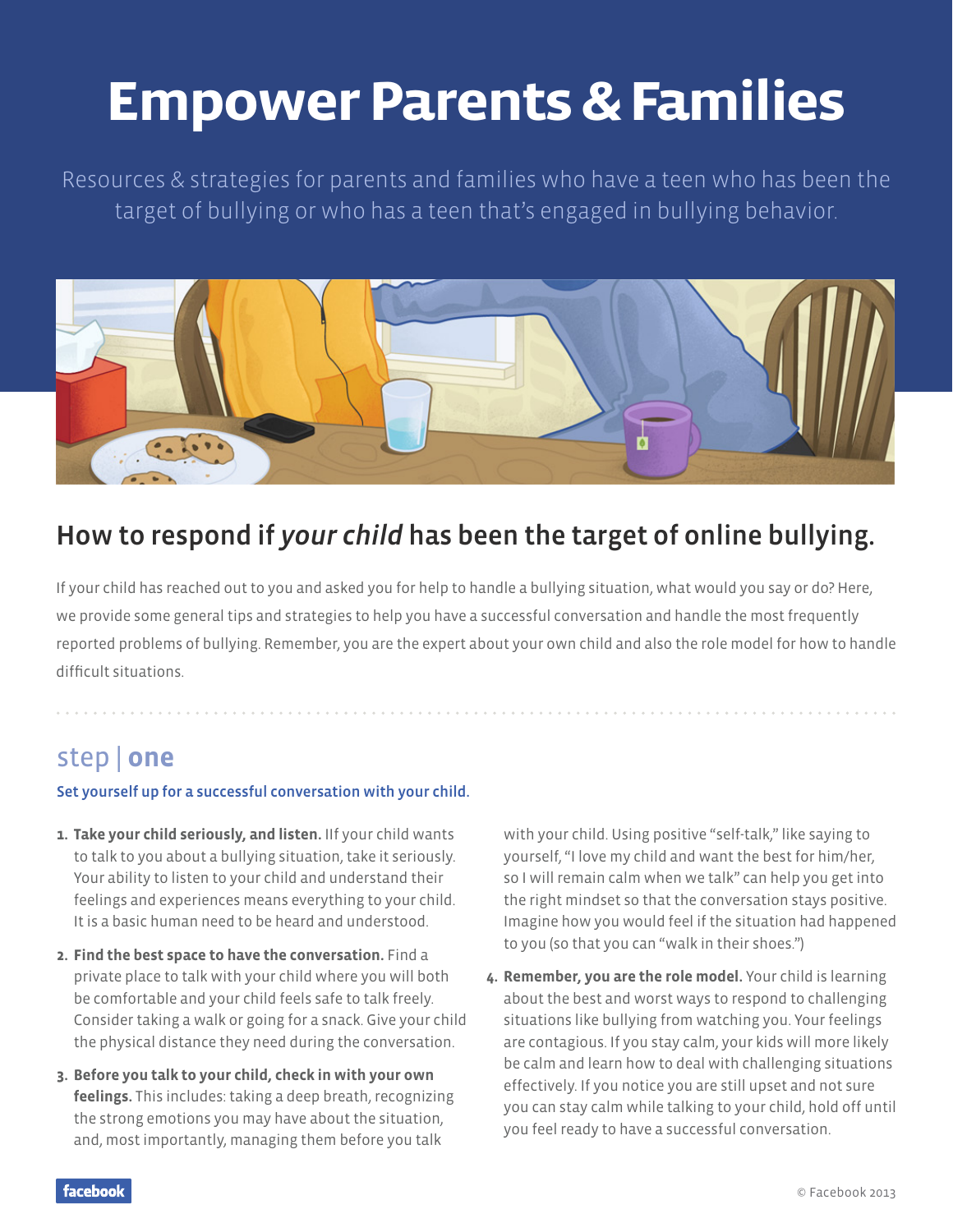# Empower Parents & Families

Resources & strategies for parents and families who have a teen who has been the target of bullying or who has a teen that's engaged in bullying behavior.

## How to respond if *your child* has been the target of online bullying.

If your child has reached out to you and asked you for help to handle a bullying situation, what would you say or do? Here, we provide some general tips and strategies to help you have a successful conversation and handle the most frequently reported problems of bullying. Remember, you are the expert about your own child and also the role model for how to handle difficult situations.

### step | one

**Set yourself up for a successful conversation with your child.**

1. **Take your child seriously, and listen.** IIf your child wants to talk to you about a bullying situation, take it seriously. Your ability to listen to your child and understand their feelings and experiences means everything to your child. It is a basic human need to be heard and understood.
2. **Find the best space to have the conversation.** Find a private place to talk with your child where you will both be comfortable and your child feels safe to talk freely. Consider taking a walk or going for a snack. Give your child the physical distance they need during the conversation.
3. **Before you talk to your child, check in with your own feelings.** This includes: taking a deep breath, recognizing the strong emotions you may have about the situation, and, most importantly, managing them before you talk with your child. Using positive "self-talk," like saying to yourself, "I love my child and want the best for him/her, so I will remain calm when we talk" can help you get into the right mindset so that the conversation stays positive. Imagine how you would feel if the situation had happened to you (so that you can "walk in their shoes.")
4. **Remember, you are the role model.** Your child is learning about the best and worst ways to respond to challenging situations like bullying from watching you. Your feelings are contagious. If you stay calm, your kids will more likely be calm and learn how to deal with challenging situations effectively. If you notice you are still upset and not sure you can stay calm while talking to your child, hold off until you feel ready to have a successful conversation.

facebook

© Facebook 2013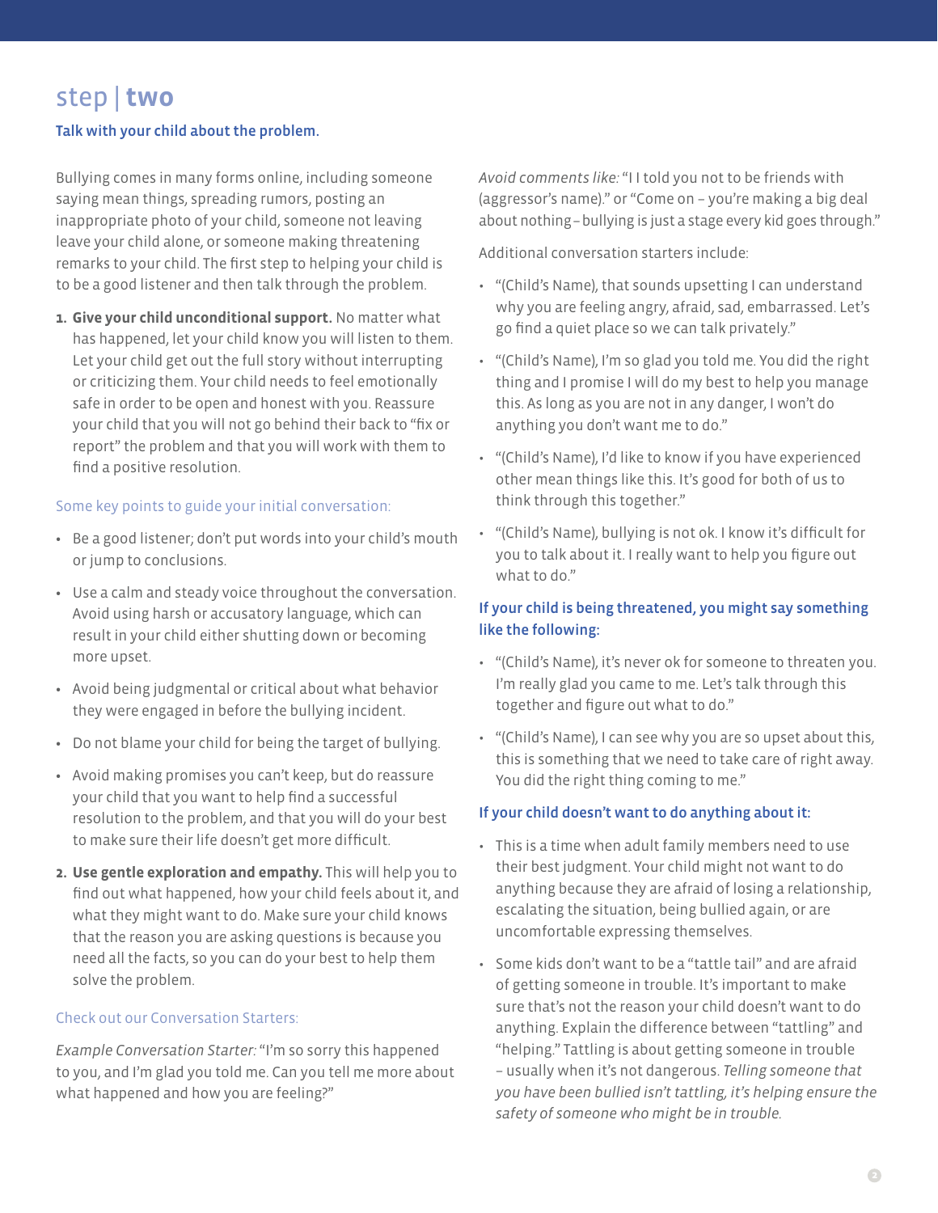# step | two

## Talk with your child about the problem.

Bullying comes in many forms online, including someone saying mean things, spreading rumors, posting an inappropriate photo of your child, someone not leaving leave your child alone, or someone making threatening remarks to your child. The first step to helping your child is to be a good listener and then talk through the problem.

1. **Give your child unconditional support.** No matter what has happened, let your child know you will listen to them. Let your child get out the full story without interrupting or criticizing them. Your child needs to feel emotionally safe in order to be open and honest with you. Reassure your child that you will not go behind their back to "fix or report" the problem and that you will work with them to find a positive resolution.

### Some key points to guide your initial conversation:

- Be a good listener; don't put words into your child's mouth or jump to conclusions.
- Use a calm and steady voice throughout the conversation. Avoid using harsh or accusatory language, which can result in your child either shutting down or becoming more upset.
- Avoid being judgmental or critical about what behavior they were engaged in before the bullying incident.
- Do not blame your child for being the target of bullying.
- Avoid making promises you can't keep, but do reassure your child that you want to help find a successful resolution to the problem, and that you will do your best to make sure their life doesn't get more difficult.

2. **Use gentle exploration and empathy.** This will help you to find out what happened, how your child feels about it, and what they might want to do. Make sure your child knows that the reason you are asking questions is because you need all the facts, so you can do your best to help them solve the problem.

### Check out our Conversation Starters:

*Example Conversation Starter:* "I'm so sorry this happened to you, and I'm glad you told me. Can you tell me more about what happened and how you are feeling?"

*Avoid comments like:* "I I told you not to be friends with (aggressor's name)." or "Come on – you're making a big deal about nothing – bullying is just a stage every kid goes through."

Additional conversation starters include:

- "(Child's Name), that sounds upsetting I can understand why you are feeling angry, afraid, sad, embarrassed. Let's go find a quiet place so we can talk privately."
- "(Child's Name), I'm so glad you told me. You did the right thing and I promise I will do my best to help you manage this. As long as you are not in any danger, I won't do anything you don't want me to do."
- "(Child's Name), I'd like to know if you have experienced other mean things like this. It's good for both of us to think through this together."
- "(Child's Name), bullying is not ok. I know it's difficult for you to talk about it. I really want to help you figure out what to do."

### If your child is being threatened, you might say something like the following:

- "(Child's Name), it's never ok for someone to threaten you. I'm really glad you came to me. Let's talk through this together and figure out what to do."
- "(Child's Name), I can see why you are so upset about this, this is something that we need to take care of right away. You did the right thing coming to me."

### If your child doesn't want to do anything about it:

- This is a time when adult family members need to use their best judgment. Your child might not want to do anything because they are afraid of losing a relationship, escalating the situation, being bullied again, or are uncomfortable expressing themselves.
- Some kids don't want to be a "tattle tail" and are afraid of getting someone in trouble. It's important to make sure that's not the reason your child doesn't want to do anything. Explain the difference between "tattling" and "helping." Tattling is about getting someone in trouble – usually when it's not dangerous. *Telling someone that you have been bullied isn't tattling, it's helping ensure the safety of someone who might be in trouble.*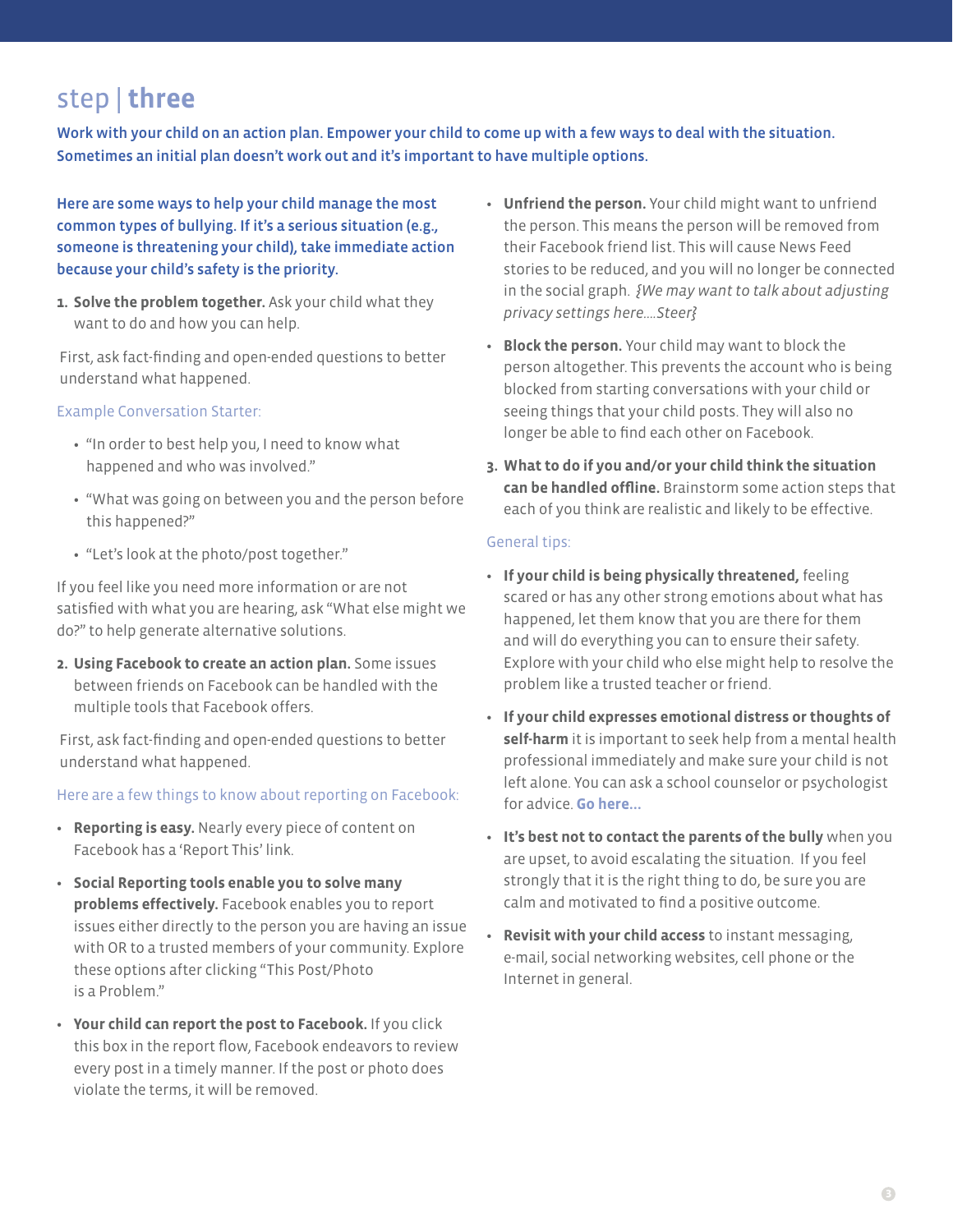# step | three

**Work with your child on an action plan. Empower your child to come up with a few ways to deal with the situation. Sometimes an initial plan doesn't work out and it's important to have multiple options.**

**Here are some ways to help your child manage the most common types of bullying. If it's a serious situation (e.g., someone is threatening your child), take immediate action because your child's safety is the priority.**

1. **Solve the problem together.** Ask your child what they want to do and how you can help.

First, ask fact-finding and open-ended questions to better understand what happened.

Example Conversation Starter:

- "In order to best help you, I need to know what happened and who was involved."
- "What was going on between you and the person before this happened?"
- "Let's look at the photo/post together."

If you feel like you need more information or are not satisfied with what you are hearing, ask "What else might we do?" to help generate alternative solutions.

2. **Using Facebook to create an action plan.** Some issues between friends on Facebook can be handled with the multiple tools that Facebook offers.

First, ask fact-finding and open-ended questions to better understand what happened.

Here are a few things to know about reporting on Facebook:

- **Reporting is easy.** Nearly every piece of content on Facebook has a 'Report This' link.
- **Social Reporting tools enable you to solve many problems effectively.** Facebook enables you to report issues either directly to the person you are having an issue with OR to a trusted members of your community. Explore these options after clicking "This Post/Photo is a Problem."
- **Your child can report the post to Facebook.** If you click this box in the report flow, Facebook endeavors to review every post in a timely manner. If the post or photo does violate the terms, it will be removed.
- **Unfriend the person.** Your child might want to unfriend the person. This means the person will be removed from their Facebook friend list. This will cause News Feed stories to be reduced, and you will no longer be connected in the social graph. *{We may want to talk about adjusting privacy settings here….Steer}*
- **Block the person.** Your child may want to block the person altogether. This prevents the account who is being blocked from starting conversations with your child or seeing things that your child posts. They will also no longer be able to find each other on Facebook.

3. **What to do if you and/or your child think the situation can be handled offline.** Brainstorm some action steps that each of you think are realistic and likely to be effective.

General tips:

- **If your child is being physically threatened,** feeling scared or has any other strong emotions about what has happened, let them know that you are there for them and will do everything you can to ensure their safety. Explore with your child who else might help to resolve the problem like a trusted teacher or friend.
- **If your child expresses emotional distress or thoughts of self-harm** it is important to seek help from a mental health professional immediately and make sure your child is not left alone. You can ask a school counselor or psychologist for advice. **Go here...**
- **It's best not to contact the parents of the bully** when you are upset, to avoid escalating the situation. If you feel strongly that it is the right thing to do, be sure you are calm and motivated to find a positive outcome.
- **Revisit with your child access** to instant messaging, e-mail, social networking websites, cell phone or the Internet in general.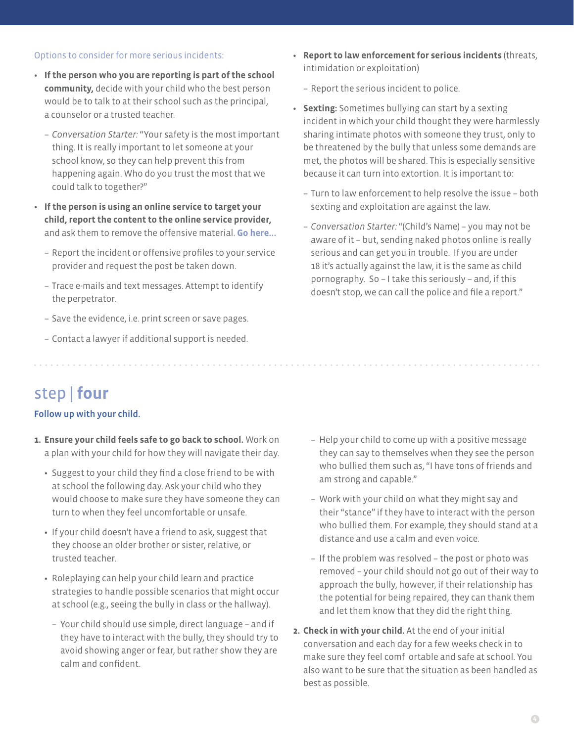Options to consider for more serious incidents:

- **If the person who you are reporting is part of the school community,** decide with your child who the best person would be to talk to at their school such as the principal, a counselor or a trusted teacher.
  - *Conversation Starter:* "Your safety is the most important thing. It is really important to let someone at your school know, so they can help prevent this from happening again. Who do you trust the most that we could talk to together?"
- **If the person is using an online service to target your child, report the content to the online service provider,** and ask them to remove the offensive material. **Go here...**
  - Report the incident or offensive profiles to your service provider and request the post be taken down.
  - Trace e-mails and text messages. Attempt to identify the perpetrator.
  - Save the evidence, i.e. print screen or save pages.
  - Contact a lawyer if additional support is needed.
- **Report to law enforcement for serious incidents** (threats, intimidation or exploitation)
  - Report the serious incident to police.
- **Sexting:** Sometimes bullying can start by a sexting incident in which your child thought they were harmlessly sharing intimate photos with someone they trust, only to be threatened by the bully that unless some demands are met, the photos will be shared. This is especially sensitive because it can turn into extortion. It is important to:
  - Turn to law enforcement to help resolve the issue – both sexting and exploitation are against the law.
  - *Conversation Starter:* "(Child's Name) – you may not be aware of it – but, sending naked photos online is really serious and can get you in trouble. If you are under 18 it's actually against the law, it is the same as child pornography. So – I take this seriously – and, if this doesn't stop, we can call the police and file a report."

## step | **four**

### Follow up with your child.

1. **Ensure your child feels safe to go back to school.** Work on a plan with your child for how they will navigate their day.
   - Suggest to your child they find a close friend to be with at school the following day. Ask your child who they would choose to make sure they have someone they can turn to when they feel uncomfortable or unsafe.
   - If your child doesn't have a friend to ask, suggest that they choose an older brother or sister, relative, or trusted teacher.
   - Roleplaying can help your child learn and practice strategies to handle possible scenarios that might occur at school (e.g., seeing the bully in class or the hallway).
     - Your child should use simple, direct language – and if they have to interact with the bully, they should try to avoid showing anger or fear, but rather show they are calm and confident.
     - Help your child to come up with a positive message they can say to themselves when they see the person who bullied them such as, "I have tons of friends and am strong and capable."
     - Work with your child on what they might say and their "stance" if they have to interact with the person who bullied them. For example, they should stand at a distance and use a calm and even voice.
     - If the problem was resolved – the post or photo was removed – your child should not go out of their way to approach the bully, however, if their relationship has the potential for being repaired, they can thank them and let them know that they did the right thing.
2. **Check in with your child.** At the end of your initial conversation and each day for a few weeks check in to make sure they feel comf ortable and safe at school. You also want to be sure that the situation as been handled as best as possible.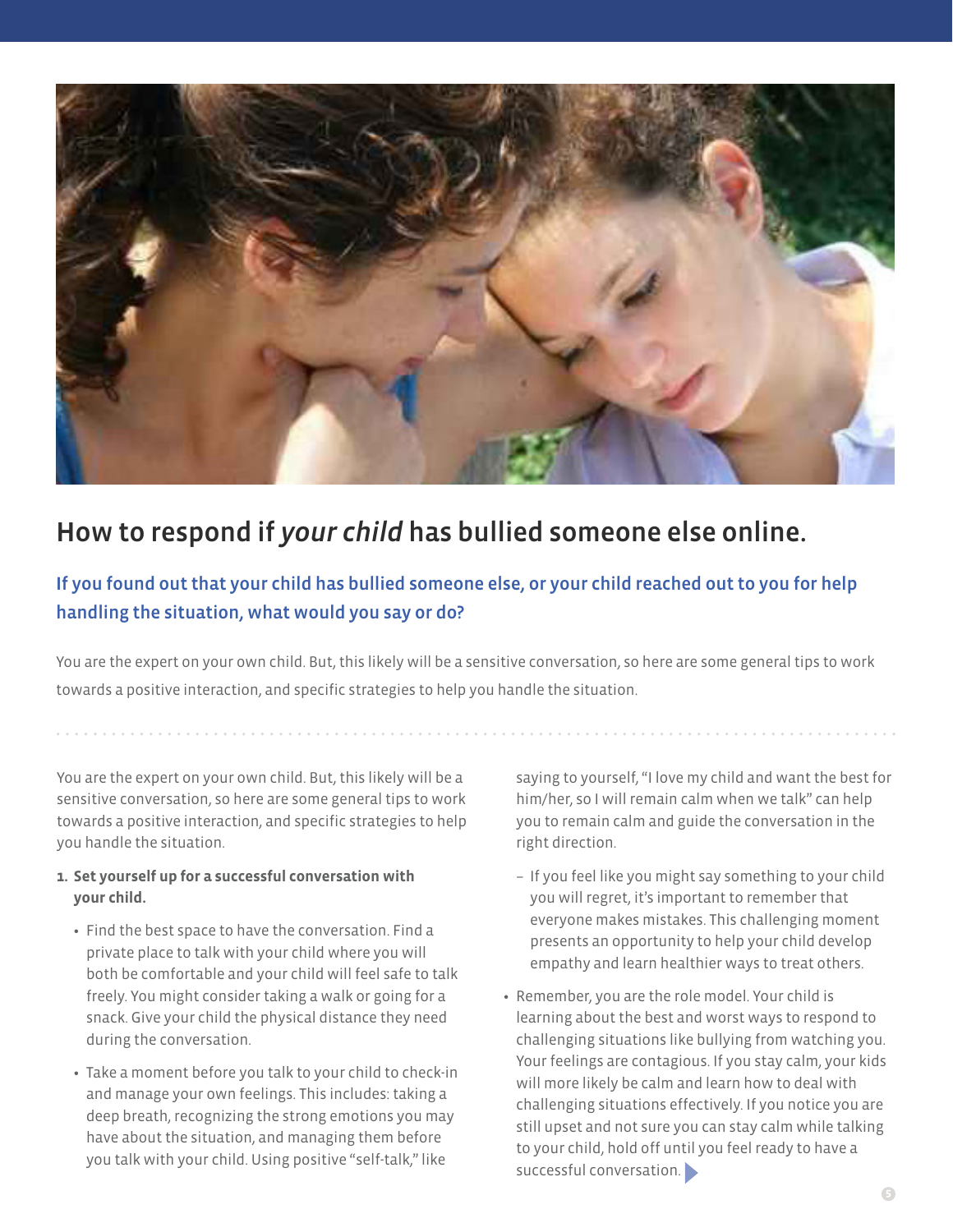## How to respond if *your child* has bullied someone else online.

### If you found out that your child has bullied someone else, or your child reached out to you for help handling the situation, what would you say or do?

You are the expert on your own child. But, this likely will be a sensitive conversation, so here are some general tips to work towards a positive interaction, and specific strategies to help you handle the situation.

You are the expert on your own child. But, this likely will be a sensitive conversation, so here are some general tips to work towards a positive interaction, and specific strategies to help you handle the situation.

1. **Set yourself up for a successful conversation with your child.**
   - Find the best space to have the conversation. Find a private place to talk with your child where you will both be comfortable and your child will feel safe to talk freely. You might consider taking a walk or going for a snack. Give your child the physical distance they need during the conversation.
   - Take a moment before you talk to your child to check-in and manage your own feelings. This includes: taking a deep breath, recognizing the strong emotions you may have about the situation, and managing them before you talk with your child. Using positive "self-talk," like saying to yourself, "I love my child and want the best for him/her, so I will remain calm when we talk" can help you to remain calm and guide the conversation in the right direction.
     - If you feel like you might say something to your child you will regret, it's important to remember that everyone makes mistakes. This challenging moment presents an opportunity to help your child develop empathy and learn healthier ways to treat others.
   - Remember, you are the role model. Your child is learning about the best and worst ways to respond to challenging situations like bullying from watching you. Your feelings are contagious. If you stay calm, your kids will more likely be calm and learn how to deal with challenging situations effectively. If you notice you are still upset and not sure you can stay calm while talking to your child, hold off until you feel ready to have a successful conversation.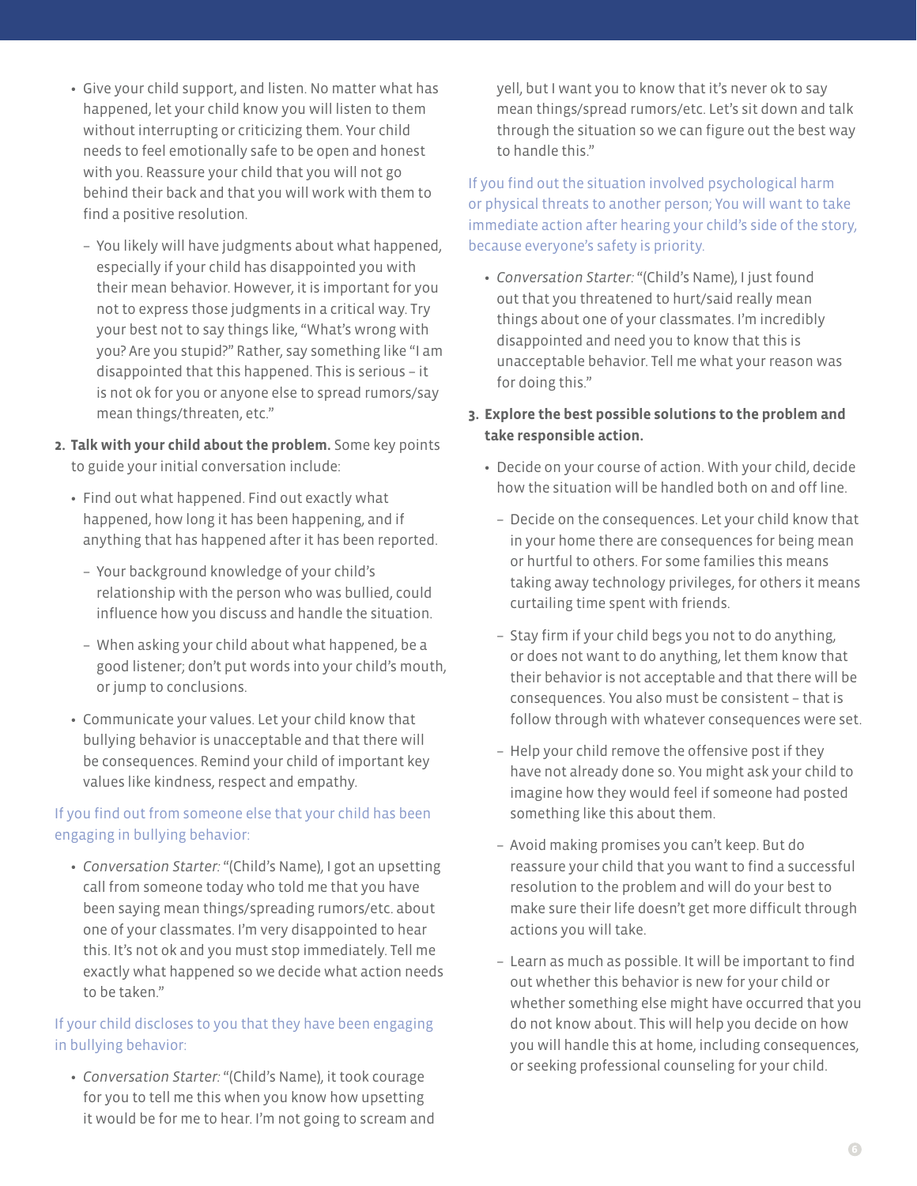- Give your child support, and listen. No matter what has happened, let your child know you will listen to them without interrupting or criticizing them. Your child needs to feel emotionally safe to be open and honest with you. Reassure your child that you will not go behind their back and that you will work with them to find a positive resolution.
  - You likely will have judgments about what happened, especially if your child has disappointed you with their mean behavior. However, it is important for you not to express those judgments in a critical way. Try your best not to say things like, "What's wrong with you? Are you stupid?" Rather, say something like "I am disappointed that this happened. This is serious – it is not ok for you or anyone else to spread rumors/say mean things/threaten, etc."

2. **Talk with your child about the problem.** Some key points to guide your initial conversation include:
   - Find out what happened. Find out exactly what happened, how long it has been happening, and if anything that has happened after it has been reported.
     - Your background knowledge of your child's relationship with the person who was bullied, could influence how you discuss and handle the situation.
     - When asking your child about what happened, be a good listener; don't put words into your child's mouth, or jump to conclusions.
   - Communicate your values. Let your child know that bullying behavior is unacceptable and that there will be consequences. Remind your child of important key values like kindness, respect and empathy.

If you find out from someone else that your child has been engaging in bullying behavior:

- *Conversation Starter:* "(Child's Name), I got an upsetting call from someone today who told me that you have been saying mean things/spreading rumors/etc. about one of your classmates. I'm very disappointed to hear this. It's not ok and you must stop immediately. Tell me exactly what happened so we decide what action needs to be taken."

If your child discloses to you that they have been engaging in bullying behavior:

- *Conversation Starter:* "(Child's Name), it took courage for you to tell me this when you know how upsetting it would be for me to hear. I'm not going to scream and yell, but I want you to know that it's never ok to say mean things/spread rumors/etc. Let's sit down and talk through the situation so we can figure out the best way to handle this."

If you find out the situation involved psychological harm or physical threats to another person; You will want to take immediate action after hearing your child's side of the story, because everyone's safety is priority.

- *Conversation Starter:* "(Child's Name), I just found out that you threatened to hurt/said really mean things about one of your classmates. I'm incredibly disappointed and need you to know that this is unacceptable behavior. Tell me what your reason was for doing this."

3. **Explore the best possible solutions to the problem and take responsible action.**
   - Decide on your course of action. With your child, decide how the situation will be handled both on and off line.
     - Decide on the consequences. Let your child know that in your home there are consequences for being mean or hurtful to others. For some families this means taking away technology privileges, for others it means curtailing time spent with friends.
     - Stay firm if your child begs you not to do anything, or does not want to do anything, let them know that their behavior is not acceptable and that there will be consequences. You also must be consistent – that is follow through with whatever consequences were set.
     - Help your child remove the offensive post if they have not already done so. You might ask your child to imagine how they would feel if someone had posted something like this about them.
     - Avoid making promises you can't keep. But do reassure your child that you want to find a successful resolution to the problem and will do your best to make sure their life doesn't get more difficult through actions you will take.
     - Learn as much as possible. It will be important to find out whether this behavior is new for your child or whether something else might have occurred that you do not know about. This will help you decide on how you will handle this at home, including consequences, or seeking professional counseling for your child.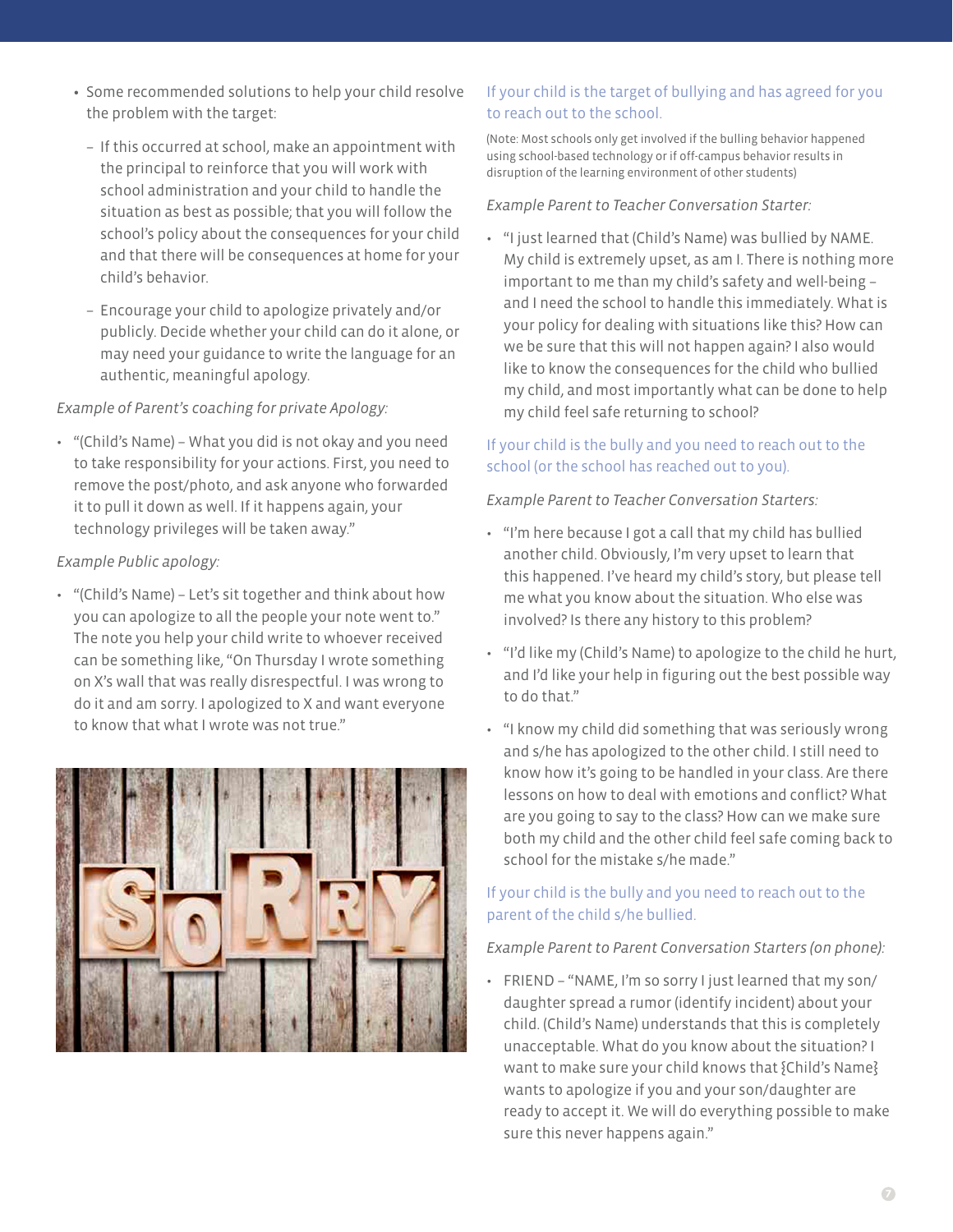- Some recommended solutions to help your child resolve the problem with the target:
  - If this occurred at school, make an appointment with the principal to reinforce that you will work with school administration and your child to handle the situation as best as possible; that you will follow the school's policy about the consequences for your child and that there will be consequences at home for your child's behavior.
  - Encourage your child to apologize privately and/or publicly. Decide whether your child can do it alone, or may need your guidance to write the language for an authentic, meaningful apology.

*Example of Parent's coaching for private Apology:*

- "(Child's Name) – What you did is not okay and you need to take responsibility for your actions. First, you need to remove the post/photo, and ask anyone who forwarded it to pull it down as well. If it happens again, your technology privileges will be taken away."

*Example Public apology:*

- "(Child's Name) – Let's sit together and think about how you can apologize to all the people your note went to." The note you help your child write to whoever received can be something like, "On Thursday I wrote something on X's wall that was really disrespectful. I was wrong to do it and am sorry. I apologized to X and want everyone to know that what I wrote was not true."

### If your child is the target of bullying and has agreed for you to reach out to the school.

(Note: Most schools only get involved if the bulling behavior happened using school-based technology or if off-campus behavior results in disruption of the learning environment of other students)

*Example Parent to Teacher Conversation Starter:*

- "I just learned that (Child's Name) was bullied by NAME. My child is extremely upset, as am I. There is nothing more important to me than my child's safety and well-being – and I need the school to handle this immediately. What is your policy for dealing with situations like this? How can we be sure that this will not happen again? I also would like to know the consequences for the child who bullied my child, and most importantly what can be done to help my child feel safe returning to school?

### If your child is the bully and you need to reach out to the school (or the school has reached out to you).

*Example Parent to Teacher Conversation Starters:*

- "I'm here because I got a call that my child has bullied another child. Obviously, I'm very upset to learn that this happened. I've heard my child's story, but please tell me what you know about the situation. Who else was involved? Is there any history to this problem?
- "I'd like my (Child's Name) to apologize to the child he hurt, and I'd like your help in figuring out the best possible way to do that."
- "I know my child did something that was seriously wrong and s/he has apologized to the other child. I still need to know how it's going to be handled in your class. Are there lessons on how to deal with emotions and conflict? What are you going to say to the class? How can we make sure both my child and the other child feel safe coming back to school for the mistake s/he made."

### If your child is the bully and you need to reach out to the parent of the child s/he bullied.

*Example Parent to Parent Conversation Starters (on phone):*

- FRIEND – "NAME, I'm so sorry I just learned that my son/daughter spread a rumor (identify incident) about your child. (Child's Name) understands that this is completely unacceptable. What do you know about the situation? I want to make sure your child knows that {Child's Name} wants to apologize if you and your son/daughter are ready to accept it. We will do everything possible to make sure this never happens again."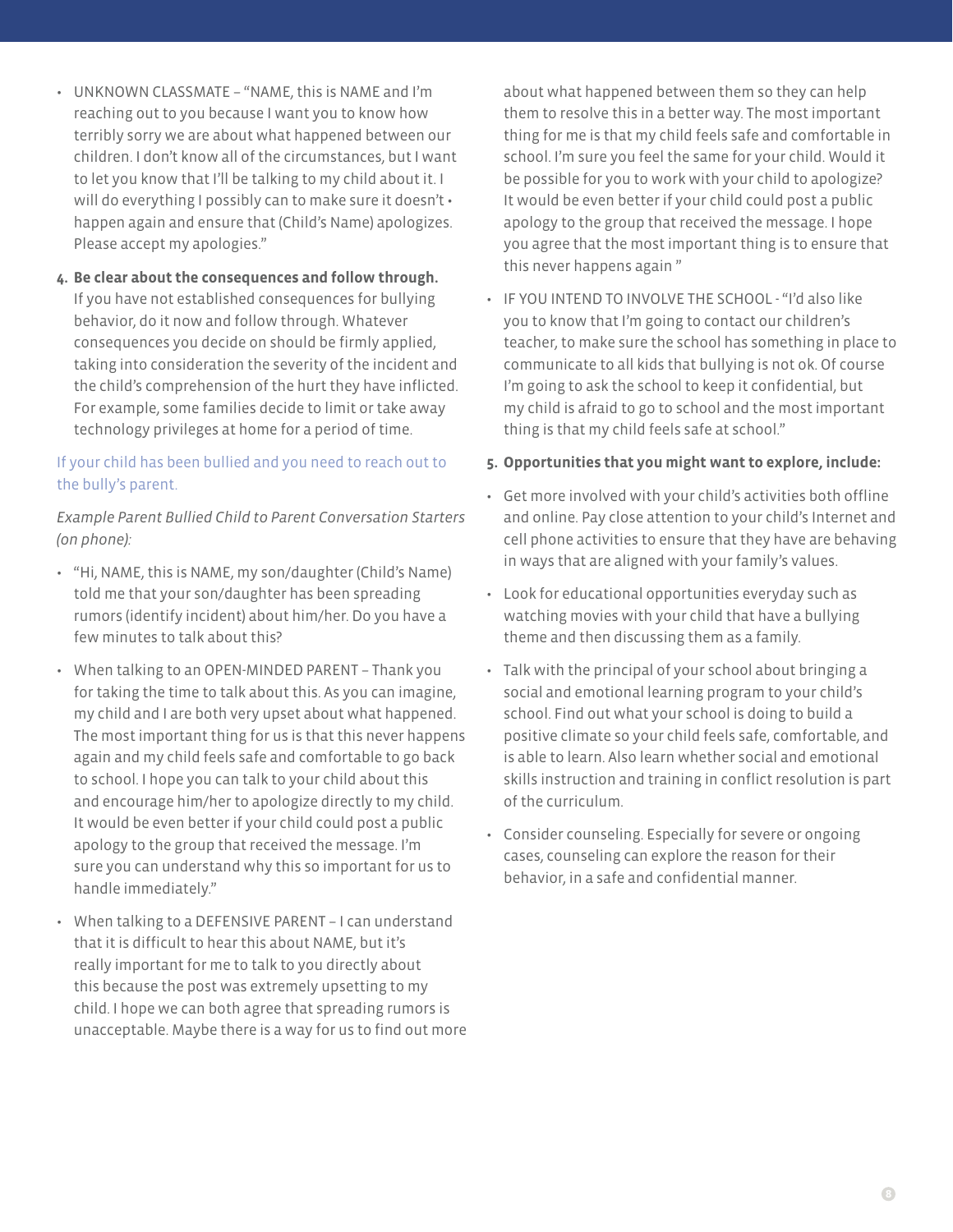- UNKNOWN CLASSMATE – "NAME, this is NAME and I'm reaching out to you because I want you to know how terribly sorry we are about what happened between our children. I don't know all of the circumstances, but I want to let you know that I'll be talking to my child about it. I will do everything I possibly can to make sure it doesn't • happen again and ensure that (Child's Name) apologizes. Please accept my apologies."

4. **Be clear about the consequences and follow through.** If you have not established consequences for bullying behavior, do it now and follow through. Whatever consequences you decide on should be firmly applied, taking into consideration the severity of the incident and the child's comprehension of the hurt they have inflicted. For example, some families decide to limit or take away technology privileges at home for a period of time.

If your child has been bullied and you need to reach out to the bully's parent.

*Example Parent Bullied Child to Parent Conversation Starters (on phone):*

- "Hi, NAME, this is NAME, my son/daughter (Child's Name) told me that your son/daughter has been spreading rumors (identify incident) about him/her. Do you have a few minutes to talk about this?
- When talking to an OPEN-MINDED PARENT – Thank you for taking the time to talk about this. As you can imagine, my child and I are both very upset about what happened. The most important thing for us is that this never happens again and my child feels safe and comfortable to go back to school. I hope you can talk to your child about this and encourage him/her to apologize directly to my child. It would be even better if your child could post a public apology to the group that received the message. I'm sure you can understand why this so important for us to handle immediately."
- When talking to a DEFENSIVE PARENT – I can understand that it is difficult to hear this about NAME, but it's really important for me to talk to you directly about this because the post was extremely upsetting to my child. I hope we can both agree that spreading rumors is unacceptable. Maybe there is a way for us to find out more about what happened between them so they can help them to resolve this in a better way. The most important thing for me is that my child feels safe and comfortable in school. I'm sure you feel the same for your child. Would it be possible for you to work with your child to apologize? It would be even better if your child could post a public apology to the group that received the message. I hope you agree that the most important thing is to ensure that this never happens again "
- IF YOU INTEND TO INVOLVE THE SCHOOL - "I'd also like you to know that I'm going to contact our children's teacher, to make sure the school has something in place to communicate to all kids that bullying is not ok. Of course I'm going to ask the school to keep it confidential, but my child is afraid to go to school and the most important thing is that my child feels safe at school."

5. **Opportunities that you might want to explore, include:**

- Get more involved with your child's activities both offline and online. Pay close attention to your child's Internet and cell phone activities to ensure that they have are behaving in ways that are aligned with your family's values.
- Look for educational opportunities everyday such as watching movies with your child that have a bullying theme and then discussing them as a family.
- Talk with the principal of your school about bringing a social and emotional learning program to your child's school. Find out what your school is doing to build a positive climate so your child feels safe, comfortable, and is able to learn. Also learn whether social and emotional skills instruction and training in conflict resolution is part of the curriculum.
- Consider counseling. Especially for severe or ongoing cases, counseling can explore the reason for their behavior, in a safe and confidential manner.